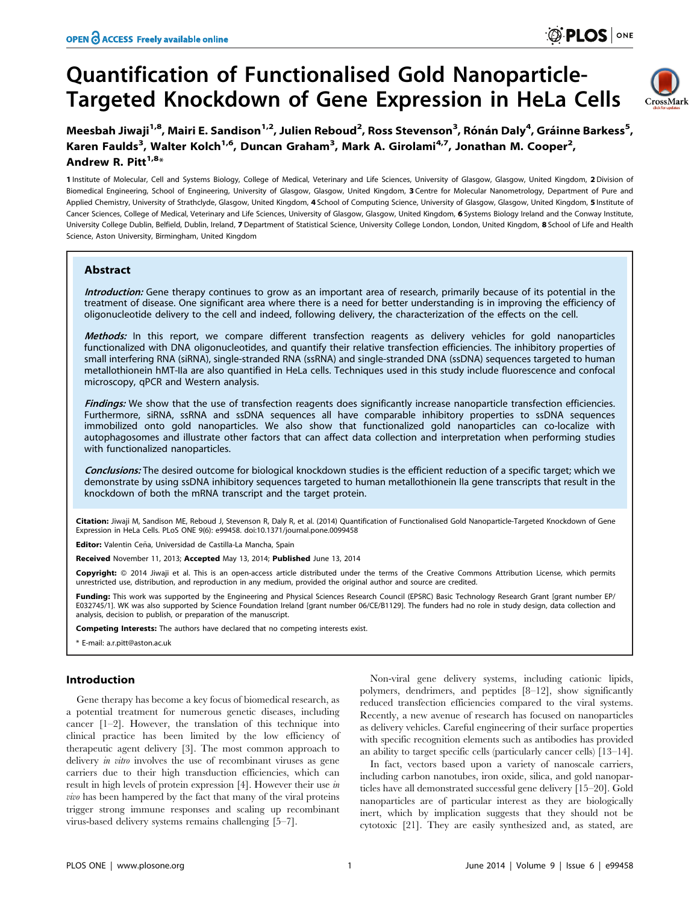# Quantification of Functionalised Gold Nanoparticle-Targeted Knockdown of Gene Expression in HeLa Cells

**Meesbah Jiwaji[1,8], Mairi E. Sandison[1,2], Julien Reboud[2], Ross Stevenson[3], Rónán Daly[4], Gráinne Barkess[5], Karen Faulds[3], Walter Kolch[1,6], Duncan Graham[3], Mark A. Girolami[4,7], Jonathan M. Cooper[2], Andrew R. Pitt[1,8]***

1 Institute of Molecular, Cell and Systems Biology, College of Medical, Veterinary and Life Sciences, University of Glasgow, Glasgow, United Kingdom, 2 Division of Biomedical Engineering, School of Engineering, University of Glasgow, Glasgow, United Kingdom, 3 Centre for Molecular Nanometrology, Department of Pure and Applied Chemistry, University of Strathclyde, Glasgow, United Kingdom, 4 School of Computing Science, University of Glasgow, Glasgow, United Kingdom, 5 Institute of Cancer Sciences, College of Medical, Veterinary and Life Sciences, University of Glasgow, Glasgow, United Kingdom, 6 Systems Biology Ireland and the Conway Institute, University College Dublin, Belfield, Dublin, Ireland, 7 Department of Statistical Science, University College London, London, United Kingdom, 8 School of Life and Health Science, Aston University, Birmingham, United Kingdom

## Abstract

***Introduction:*** Gene therapy continues to grow as an important area of research, primarily because of its potential in the treatment of disease. One significant area where there is a need for better understanding is in improving the efficiency of oligonucleotide delivery to the cell and indeed, following delivery, the characterization of the effects on the cell.

***Methods:*** In this report, we compare different transfection reagents as delivery vehicles for gold nanoparticles functionalized with DNA oligonucleotides, and quantify their relative transfection efficiencies. The inhibitory properties of small interfering RNA (siRNA), single-stranded RNA (ssRNA) and single-stranded DNA (ssDNA) sequences targeted to human metallothionein hMT-IIa are also quantified in HeLa cells. Techniques used in this study include fluorescence and confocal microscopy, qPCR and Western analysis.

***Findings:*** We show that the use of transfection reagents does significantly increase nanoparticle transfection efficiencies. Furthermore, siRNA, ssRNA and ssDNA sequences all have comparable inhibitory properties to ssDNA sequences immobilized onto gold nanoparticles. We also show that functionalized gold nanoparticles can co-localize with autophagosomes and illustrate other factors that can affect data collection and interpretation when performing studies with functionalized nanoparticles.

***Conclusions:*** The desired outcome for biological knockdown studies is the efficient reduction of a specific target; which we demonstrate by using ssDNA inhibitory sequences targeted to human metallothionein IIa gene transcripts that result in the knockdown of both the mRNA transcript and the target protein.

**Citation:** Jiwaji M, Sandison ME, Reboud J, Stevenson R, Daly R, et al. (2014) Quantification of Functionalised Gold Nanoparticle-Targeted Knockdown of Gene Expression in HeLa Cells. PLoS ONE 9(6): e99458. doi:10.1371/journal.pone.0099458

**Editor:** Valentin Ceña, Universidad de Castilla-La Mancha, Spain

**Received** November 11, 2013; **Accepted** May 13, 2014; **Published** June 13, 2014

**Copyright:** © 2014 Jiwaji et al. This is an open-access article distributed under the terms of the Creative Commons Attribution License, which permits unrestricted use, distribution, and reproduction in any medium, provided the original author and source are credited.

**Funding:** This work was supported by the Engineering and Physical Sciences Research Council (EPSRC) Basic Technology Research Grant [grant number EP/E032745/1]. WK was also supported by Science Foundation Ireland [grant number 06/CE/B1129]. The funders had no role in study design, data collection and analysis, decision to publish, or preparation of the manuscript.

**Competing Interests:** The authors have declared that no competing interests exist.

\* E-mail: a.r.pitt@aston.ac.uk

## Introduction

Gene therapy has become a key focus of biomedical research, as a potential treatment for numerous genetic diseases, including cancer [1–2]. However, the translation of this technique into clinical practice has been limited by the low efficiency of therapeutic agent delivery [3]. The most common approach to delivery *in vitro* involves the use of recombinant viruses as gene carriers due to their high transduction efficiencies, which can result in high levels of protein expression [4]. However their use *in vivo* has been hampered by the fact that many of the viral proteins trigger strong immune responses and scaling up recombinant virus-based delivery systems remains challenging [5–7].

Non-viral gene delivery systems, including cationic lipids, polymers, dendrimers, and peptides [8–12], show significantly reduced transfection efficiencies compared to the viral systems. Recently, a new avenue of research has focused on nanoparticles as delivery vehicles. Careful engineering of their surface properties with specific recognition elements such as antibodies has provided an ability to target specific cells (particularly cancer cells) [13–14].

In fact, vectors based upon a variety of nanoscale carriers, including carbon nanotubes, iron oxide, silica, and gold nanoparticles have all demonstrated successful gene delivery [15–20]. Gold nanoparticles are of particular interest as they are biologically inert, which by implication suggests that they should not be cytotoxic [21]. They are easily synthesized and, as stated, are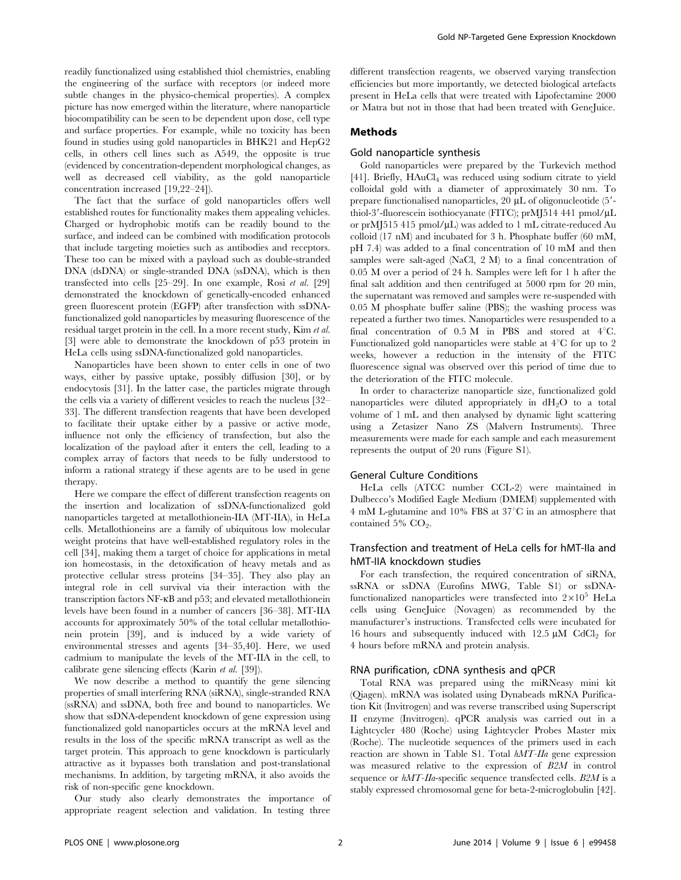readily functionalized using established thiol chemistries, enabling the engineering of the surface with receptors (or indeed more subtle changes in the physico-chemical properties). A complex picture has now emerged within the literature, where nanoparticle biocompatibility can be seen to be dependent upon dose, cell type and surface properties. For example, while no toxicity has been found in studies using gold nanoparticles in BHK21 and HepG2 cells, in others cell lines such as A549, the opposite is true (evidenced by concentration-dependent morphological changes, as well as decreased cell viability, as the gold nanoparticle concentration increased [19,22–24]).

The fact that the surface of gold nanoparticles offers well established routes for functionality makes them appealing vehicles. Charged or hydrophobic motifs can be readily bound to the surface, and indeed can be combined with modification protocols that include targeting moieties such as antibodies and receptors. These too can be mixed with a payload such as double-stranded DNA (dsDNA) or single-stranded DNA (ssDNA), which is then transfected into cells [25–29]. In one example, Rosi *et al.* [29] demonstrated the knockdown of genetically-encoded enhanced green fluorescent protein (EGFP) after transfection with ssDNA-functionalized gold nanoparticles by measuring fluorescence of the residual target protein in the cell. In a more recent study, Kim *et al.* [3] were able to demonstrate the knockdown of p53 protein in HeLa cells using ssDNA-functionalized gold nanoparticles.

Nanoparticles have been shown to enter cells in one of two ways, either by passive uptake, possibly diffusion [30], or by endocytosis [31]. In the latter case, the particles migrate through the cells via a variety of different vesicles to reach the nucleus [32–33]. The different transfection reagents that have been developed to facilitate their uptake either by a passive or active mode, influence not only the efficiency of transfection, but also the localization of the payload after it enters the cell, leading to a complex array of factors that needs to be fully understood to inform a rational strategy if these agents are to be used in gene therapy.

Here we compare the effect of different transfection reagents on the insertion and localization of ssDNA-functionalized gold nanoparticles targeted at metallothionein-IIA (MT-IIA), in HeLa cells. Metallothioneins are a family of ubiquitous low molecular weight proteins that have well-established regulatory roles in the cell [34], making them a target of choice for applications in metal ion homeostasis, in the detoxification of heavy metals and as protective cellular stress proteins [34–35]. They also play an integral role in cell survival via their interaction with the transcription factors NF-κB and p53; and elevated metallothionein levels have been found in a number of cancers [36–38]. MT-IIA accounts for approximately 50% of the total cellular metallothionein protein [39], and is induced by a wide variety of environmental stresses and agents [34–35,40]. Here, we used cadmium to manipulate the levels of the MT-IIA in the cell, to calibrate gene silencing effects (Karin *et al.* [39]).

We now describe a method to quantify the gene silencing properties of small interfering RNA (siRNA), single-stranded RNA (ssRNA) and ssDNA, both free and bound to nanoparticles. We show that ssDNA-dependent knockdown of gene expression using functionalized gold nanoparticles occurs at the mRNA level and results in the loss of the specific mRNA transcript as well as the target protein. This approach to gene knockdown is particularly attractive as it bypasses both translation and post-translational mechanisms. In addition, by targeting mRNA, it also avoids the risk of non-specific gene knockdown.

Our study also clearly demonstrates the importance of appropriate reagent selection and validation. In testing three different transfection reagents, we observed varying transfection efficiencies but more importantly, we detected biological artefacts present in HeLa cells that were treated with Lipofectamine 2000 or Matra but not in those that had been treated with GeneJuice.

## Methods

### Gold nanoparticle synthesis

Gold nanoparticles were prepared by the Turkevich method [41]. Briefly, $HAuCl_4$ was reduced using sodium citrate to yield colloidal gold with a diameter of approximately 30 nm. To prepare functionalised nanoparticles, 20 μL of oligonucleotide (5′-thiol-3′-fluorescein isothiocyanate (FITC); prMJ514 441 pmol/μL or prMJ515 415 pmol/μL) was added to 1 mL citrate-reduced Au colloid (17 nM) and incubated for 3 h. Phosphate buffer (60 mM, pH 7.4) was added to a final concentration of 10 mM and then samples were salt-aged (NaCl, 2 M) to a final concentration of 0.05 M over a period of 24 h. Samples were left for 1 h after the final salt addition and then centrifuged at 5000 rpm for 20 min, the supernatant was removed and samples were re-suspended with 0.05 M phosphate buffer saline (PBS); the washing process was repeated a further two times. Nanoparticles were resuspended to a final concentration of 0.5 M in PBS and stored at 4°C. Functionalized gold nanoparticles were stable at 4°C for up to 2 weeks, however a reduction in the intensity of the FITC fluorescence signal was observed over this period of time due to the deterioration of the FITC molecule.

In order to characterize nanoparticle size, functionalized gold nanoparticles were diluted appropriately in $dH_2O$ to a total volume of 1 mL and then analysed by dynamic light scattering using a Zetasizer Nano ZS (Malvern Instruments). Three measurements were made for each sample and each measurement represents the output of 20 runs (Figure S1).

### General Culture Conditions

HeLa cells (ATCC number CCL-2) were maintained in Dulbecco's Modified Eagle Medium (DMEM) supplemented with 4 mM L-glutamine and 10% FBS at 37°C in an atmosphere that contained 5% $CO_2$.

### Transfection and treatment of HeLa cells for hMT-IIa and hMT-IIA knockdown studies

For each transfection, the required concentration of siRNA, ssRNA or ssDNA (Eurofins MWG, Table S1) or ssDNA-functionalized nanoparticles were transfected into $2\times10^5$ HeLa cells using GeneJuice (Novagen) as recommended by the manufacturer's instructions. Transfected cells were incubated for 16 hours and subsequently induced with 12.5 μM $CdCl_2$ for 4 hours before mRNA and protein analysis.

### RNA purification, cDNA synthesis and qPCR

Total RNA was prepared using the miRNeasy mini kit (Qiagen). mRNA was isolated using Dynabeads mRNA Purification Kit (Invitrogen) and was reverse transcribed using Superscript II enzyme (Invitrogen). qPCR analysis was carried out in a Lightcycler 480 (Roche) using Lightcycler Probes Master mix (Roche). The nucleotide sequences of the primers used in each reaction are shown in Table S1. Total *hMT-IIa* gene expression was measured relative to the expression of *B2M* in control sequence or *hMT-IIa*-specific sequence transfected cells. *B2M* is a stably expressed chromosomal gene for beta-2-microglobulin [42].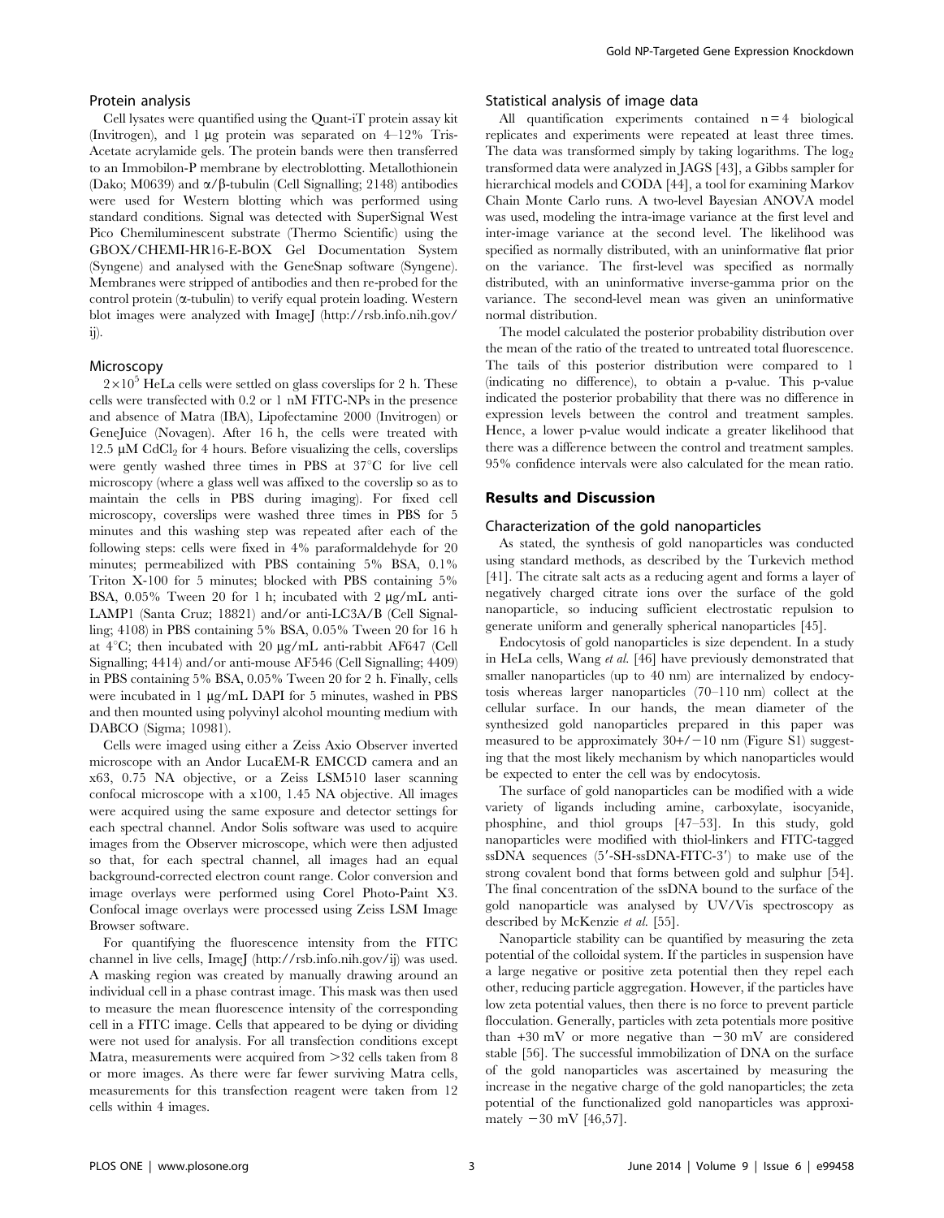### Protein analysis

Cell lysates were quantified using the Quant-iT protein assay kit (Invitrogen), and 1 µg protein was separated on 4–12% Tris-Acetate acrylamide gels. The protein bands were then transferred to an Immobilon-P membrane by electroblotting. Metallothionein (Dako; M0639) and α/β-tubulin (Cell Signalling; 2148) antibodies were used for Western blotting which was performed using standard conditions. Signal was detected with SuperSignal West Pico Chemiluminescent substrate (Thermo Scientific) using the GBOX/CHEMI-HR16-E-BOX Gel Documentation System (Syngene) and analysed with the GeneSnap software (Syngene). Membranes were stripped of antibodies and then re-probed for the control protein (α-tubulin) to verify equal protein loading. Western blot images were analyzed with ImageJ (http://rsb.info.nih.gov/ij).

### Microscopy

$2\times10^5$ HeLa cells were settled on glass coverslips for 2 h. These cells were transfected with 0.2 or 1 nM FITC-NPs in the presence and absence of Matra (IBA), Lipofectamine 2000 (Invitrogen) or GeneJuice (Novagen). After 16 h, the cells were treated with 12.5 µM $CdCl_2$ for 4 hours. Before visualizing the cells, coverslips were gently washed three times in PBS at 37°C for live cell microscopy (where a glass well was affixed to the coverslip so as to maintain the cells in PBS during imaging). For fixed cell microscopy, coverslips were washed three times in PBS for 5 minutes and this washing step was repeated after each of the following steps: cells were fixed in 4% paraformaldehyde for 20 minutes; permeabilized with PBS containing 5% BSA, 0.1% Triton X-100 for 5 minutes; blocked with PBS containing 5% BSA, 0.05% Tween 20 for 1 h; incubated with 2 µg/mL anti-LAMP1 (Santa Cruz; 18821) and/or anti-LC3A/B (Cell Signalling; 4108) in PBS containing 5% BSA, 0.05% Tween 20 for 16 h at 4°C; then incubated with 20 µg/mL anti-rabbit AF647 (Cell Signalling; 4414) and/or anti-mouse AF546 (Cell Signalling; 4409) in PBS containing 5% BSA, 0.05% Tween 20 for 2 h. Finally, cells were incubated in 1 µg/mL DAPI for 5 minutes, washed in PBS and then mounted using polyvinyl alcohol mounting medium with DABCO (Sigma; 10981).

Cells were imaged using either a Zeiss Axio Observer inverted microscope with an Andor LucaEM-R EMCCD camera and an x63, 0.75 NA objective, or a Zeiss LSM510 laser scanning confocal microscope with a x100, 1.45 NA objective. All images were acquired using the same exposure and detector settings for each spectral channel. Andor Solis software was used to acquire images from the Observer microscope, which were then adjusted so that, for each spectral channel, all images had an equal background-corrected electron count range. Color conversion and image overlays were performed using Corel Photo-Paint X3. Confocal image overlays were processed using Zeiss LSM Image Browser software.

For quantifying the fluorescence intensity from the FITC channel in live cells, ImageJ (http://rsb.info.nih.gov/ij) was used. A masking region was created by manually drawing around an individual cell in a phase contrast image. This mask was then used to measure the mean fluorescence intensity of the corresponding cell in a FITC image. Cells that appeared to be dying or dividing were not used for analysis. For all transfection conditions except Matra, measurements were acquired from >32 cells taken from 8 or more images. As there were far fewer surviving Matra cells, measurements for this transfection reagent were taken from 12 cells within 4 images.

### Statistical analysis of image data

All quantification experiments contained $n = 4$ biological replicates and experiments were repeated at least three times. The data was transformed simply by taking logarithms. The $\log_2$ transformed data were analyzed in JAGS [43], a Gibbs sampler for hierarchical models and CODA [44], a tool for examining Markov Chain Monte Carlo runs. A two-level Bayesian ANOVA model was used, modeling the intra-image variance at the first level and inter-image variance at the second level. The likelihood was specified as normally distributed, with an uninformative flat prior on the variance. The first-level was specified as normally distributed, with an uninformative inverse-gamma prior on the variance. The second-level mean was given an uninformative normal distribution.

The model calculated the posterior probability distribution over the mean of the ratio of the treated to untreated total fluorescence. The tails of this posterior distribution were compared to 1 (indicating no difference), to obtain a p-value. This p-value indicated the posterior probability that there was no difference in expression levels between the control and treatment samples. Hence, a lower p-value would indicate a greater likelihood that there was a difference between the control and treatment samples. 95% confidence intervals were also calculated for the mean ratio.

## Results and Discussion

### Characterization of the gold nanoparticles

As stated, the synthesis of gold nanoparticles was conducted using standard methods, as described by the Turkevich method [41]. The citrate salt acts as a reducing agent and forms a layer of negatively charged citrate ions over the surface of the gold nanoparticle, so inducing sufficient electrostatic repulsion to generate uniform and generally spherical nanoparticles [45].

Endocytosis of gold nanoparticles is size dependent. In a study in HeLa cells, Wang *et al.* [46] have previously demonstrated that smaller nanoparticles (up to 40 nm) are internalized by endocytosis whereas larger nanoparticles (70–110 nm) collect at the cellular surface. In our hands, the mean diameter of the synthesized gold nanoparticles prepared in this paper was measured to be approximately 30+/−10 nm (Figure S1) suggesting that the most likely mechanism by which nanoparticles would be expected to enter the cell was by endocytosis.

The surface of gold nanoparticles can be modified with a wide variety of ligands including amine, carboxylate, isocyanide, phosphine, and thiol groups [47–53]. In this study, gold nanoparticles were modified with thiol-linkers and FITC-tagged ssDNA sequences (5′-SH-ssDNA-FITC-3′) to make use of the strong covalent bond that forms between gold and sulphur [54]. The final concentration of the ssDNA bound to the surface of the gold nanoparticle was analysed by UV/Vis spectroscopy as described by McKenzie *et al.* [55].

Nanoparticle stability can be quantified by measuring the zeta potential of the colloidal system. If the particles in suspension have a large negative or positive zeta potential then they repel each other, reducing particle aggregation. However, if the particles have low zeta potential values, then there is no force to prevent particle flocculation. Generally, particles with zeta potentials more positive than +30 mV or more negative than −30 mV are considered stable [56]. The successful immobilization of DNA on the surface of the gold nanoparticles was ascertained by measuring the increase in the negative charge of the gold nanoparticles; the zeta potential of the functionalized gold nanoparticles was approximately −30 mV [46,57].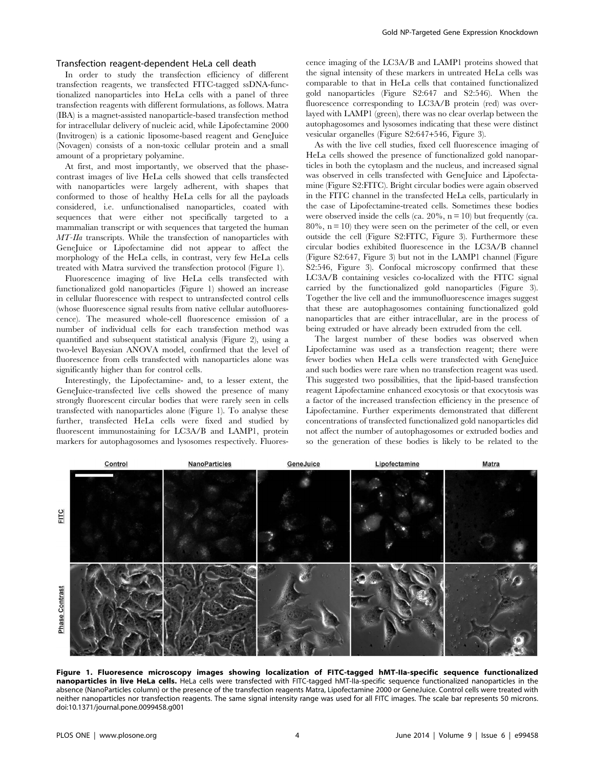## Transfection reagent-dependent HeLa cell death

In order to study the transfection efficiency of different transfection reagents, we transfected FITC-tagged ssDNA-functionalized nanoparticles into HeLa cells with a panel of three transfection reagents with different formulations, as follows. Matra (IBA) is a magnet-assisted nanoparticle-based transfection method for intracellular delivery of nucleic acid, while Lipofectamine 2000 (Invitrogen) is a cationic liposome-based reagent and GeneJuice (Novagen) consists of a non-toxic cellular protein and a small amount of a proprietary polyamine.

At first, and most importantly, we observed that the phase-contrast images of live HeLa cells showed that cells transfected with nanoparticles were largely adherent, with shapes that conformed to those of healthy HeLa cells for all the payloads considered, i.e. unfunctionalised nanoparticles, coated with sequences that were either not specifically targeted to a mammalian transcript or with sequences that targeted the human *MT-IIa* transcripts. While the transfection of nanoparticles with GeneJuice or Lipofectamine did not appear to affect the morphology of the HeLa cells, in contrast, very few HeLa cells treated with Matra survived the transfection protocol (Figure 1).

Fluorescence imaging of live HeLa cells transfected with functionalized gold nanoparticles (Figure 1) showed an increase in cellular fluorescence with respect to untransfected control cells (whose fluorescence signal results from native cellular autofluorescence). The measured whole-cell fluorescence emission of a number of individual cells for each transfection method was quantified and subsequent statistical analysis (Figure 2), using a two-level Bayesian ANOVA model, confirmed that the level of fluorescence from cells transfected with nanoparticles alone was significantly higher than for control cells.

Interestingly, the Lipofectamine- and, to a lesser extent, the GeneJuice-transfected live cells showed the presence of many strongly fluorescent circular bodies that were rarely seen in cells transfected with nanoparticles alone (Figure 1). To analyse these further, transfected HeLa cells were fixed and studied by fluorescent immunostaining for LC3A/B and LAMP1, protein markers for autophagosomes and lysosomes respectively. Fluorescence imaging of the LC3A/B and LAMP1 proteins showed that the signal intensity of these markers in untreated HeLa cells was comparable to that in HeLa cells that contained functionalized gold nanoparticles (Figure S2:647 and S2:546). When the fluorescence corresponding to LC3A/B protein (red) was overlayed with LAMP1 (green), there was no clear overlap between the autophagosomes and lysosomes indicating that these were distinct vesicular organelles (Figure S2:647+546, Figure 3).

As with the live cell studies, fixed cell fluorescence imaging of HeLa cells showed the presence of functionalized gold nanoparticles in both the cytoplasm and the nucleus, and increased signal was observed in cells transfected with GeneJuice and Lipofectamine (Figure S2:FITC). Bright circular bodies were again observed in the FITC channel in the transfected HeLa cells, particularly in the case of Lipofectamine-treated cells. Sometimes these bodies were observed inside the cells (ca. 20%, n = 10) but frequently (ca. 80%, n = 10) they were seen on the perimeter of the cell, or even outside the cell (Figure S2:FITC, Figure 3). Furthermore these circular bodies exhibited fluorescence in the LC3A/B channel (Figure S2:647, Figure 3) but not in the LAMP1 channel (Figure S2:546, Figure 3). Confocal microscopy confirmed that these LC3A/B containing vesicles co-localized with the FITC signal carried by the functionalized gold nanoparticles (Figure 3). Together the live cell and the immunofluorescence images suggest that these are autophagosomes containing functionalized gold nanoparticles that are either intracellular, are in the process of being extruded or have already been extruded from the cell.

The largest number of these bodies was observed when Lipofectamine was used as a transfection reagent; there were fewer bodies when HeLa cells were transfected with GeneJuice and such bodies were rare when no transfection reagent was used. This suggested two possibilities, that the lipid-based transfection reagent Lipofectamine enhanced exocytosis or that exocytosis was a factor of the increased transfection efficiency in the presence of Lipofectamine. Further experiments demonstrated that different concentrations of transfected functionalized gold nanoparticles did not affect the number of autophagosomes or extruded bodies and so the generation of these bodies is likely to be related to the

**Figure 1. Fluoresence microscopy images showing localization of FITC-tagged hMT-IIa-specific sequence functionalized nanoparticles in live HeLa cells.** HeLa cells were transfected with FITC-tagged hMT-IIa-specific sequence functionalized nanoparticles in the absence (NanoParticles column) or the presence of the transfection reagents Matra, Lipofectamine 2000 or GeneJuice. Control cells were treated with neither nanoparticles nor transfection reagents. The same signal intensity range was used for all FITC images. The scale bar represents 50 microns.
doi:10.1371/journal.pone.0099458.g001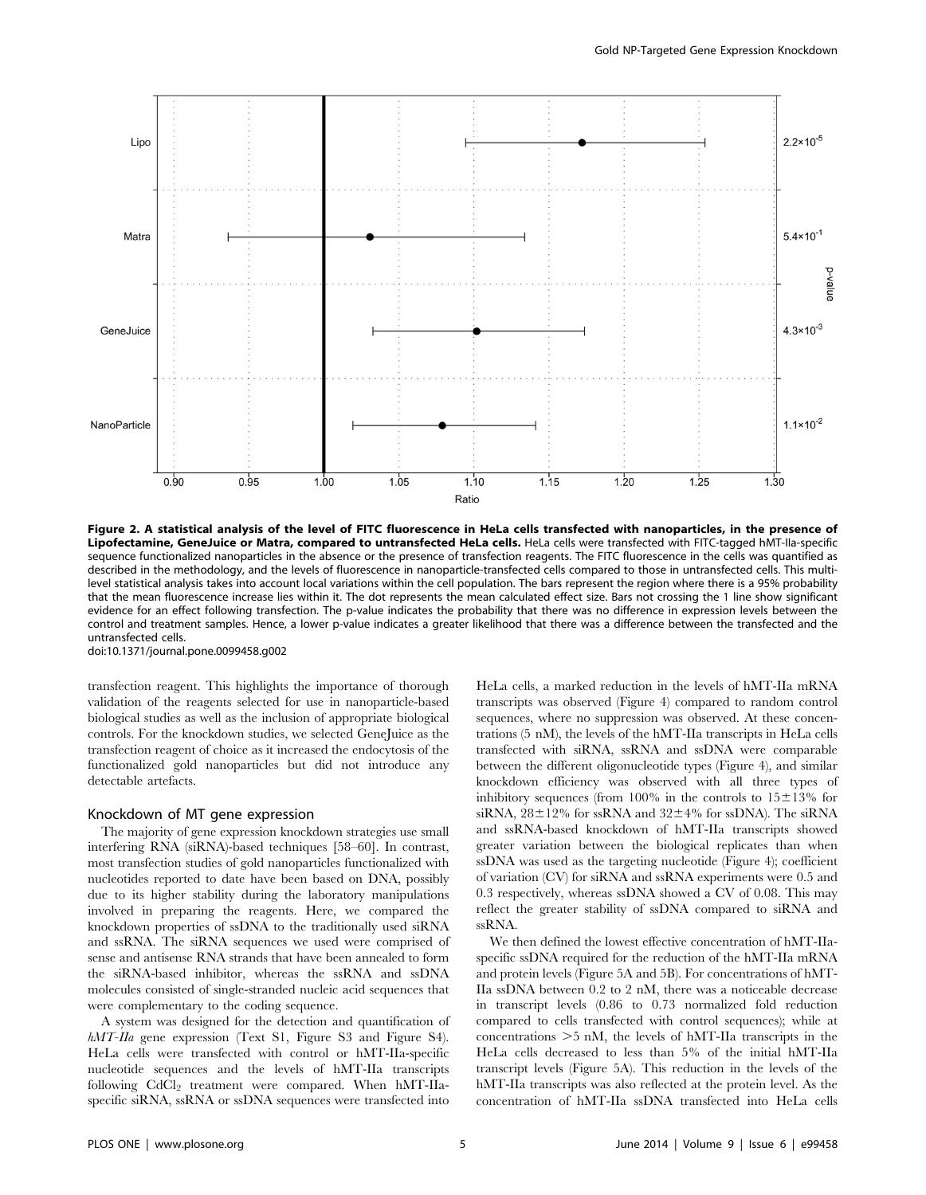**Figure 2. A statistical analysis of the level of FITC fluorescence in HeLa cells transfected with nanoparticles, in the presence of Lipofectamine, GeneJuice or Matra, compared to untransfected HeLa cells.** HeLa cells were transfected with FITC-tagged hMT-IIa-specific sequence functionalized nanoparticles in the absence or the presence of transfection reagents. The FITC fluorescence in the cells was quantified as described in the methodology, and the levels of fluorescence in nanoparticle-transfected cells compared to those in untransfected cells. This multi-level statistical analysis takes into account local variations within the cell population. The bars represent the region where there is a 95% probability that the mean fluorescence increase lies within it. The dot represents the mean calculated effect size. Bars not crossing the 1 line show significant evidence for an effect following transfection. The p-value indicates the probability that there was no difference in expression levels between the control and treatment samples. Hence, a lower p-value indicates a greater likelihood that there was a difference between the transfected and the untransfected cells.
doi:10.1371/journal.pone.0099458.g002

transfection reagent. This highlights the importance of thorough validation of the reagents selected for use in nanoparticle-based biological studies as well as the inclusion of appropriate biological controls. For the knockdown studies, we selected GeneJuice as the transfection reagent of choice as it increased the endocytosis of the functionalized gold nanoparticles but did not introduce any detectable artefacts.

## Knockdown of MT gene expression

The majority of gene expression knockdown strategies use small interfering RNA (siRNA)-based techniques [58–60]. In contrast, most transfection studies of gold nanoparticles functionalized with nucleotides reported to date have been based on DNA, possibly due to its higher stability during the laboratory manipulations involved in preparing the reagents. Here, we compared the knockdown properties of ssDNA to the traditionally used siRNA and ssRNA. The siRNA sequences we used were comprised of sense and antisense RNA strands that have been annealed to form the siRNA-based inhibitor, whereas the ssRNA and ssDNA molecules consisted of single-stranded nucleic acid sequences that were complementary to the coding sequence.

A system was designed for the detection and quantification of *hMT-IIa* gene expression (Text S1, Figure S3 and Figure S4). HeLa cells were transfected with control or hMT-IIa-specific nucleotide sequences and the levels of hMT-IIa transcripts following $CdCl_2$ treatment were compared. When hMT-IIa-specific siRNA, ssRNA or ssDNA sequences were transfected into HeLa cells, a marked reduction in the levels of hMT-IIa mRNA transcripts was observed (Figure 4) compared to random control sequences, where no suppression was observed. At these concentrations (5 nM), the levels of the hMT-IIa transcripts in HeLa cells transfected with siRNA, ssRNA and ssDNA were comparable between the different oligonucleotide types (Figure 4), and similar knockdown efficiency was observed with all three types of inhibitory sequences (from 100% in the controls to 15±13% for siRNA, 28±12% for ssRNA and 32±4% for ssDNA). The siRNA and ssRNA-based knockdown of hMT-IIa transcripts showed greater variation between the biological replicates than when ssDNA was used as the targeting nucleotide (Figure 4); coefficient of variation (CV) for siRNA and ssRNA experiments were 0.5 and 0.3 respectively, whereas ssDNA showed a CV of 0.08. This may reflect the greater stability of ssDNA compared to siRNA and ssRNA.

We then defined the lowest effective concentration of hMT-IIa-specific ssDNA required for the reduction of the hMT-IIa mRNA and protein levels (Figure 5A and 5B). For concentrations of hMT-IIa ssDNA between 0.2 to 2 nM, there was a noticeable decrease in transcript levels (0.86 to 0.73 normalized fold reduction compared to cells transfected with control sequences); while at concentrations >5 nM, the levels of hMT-IIa transcripts in the HeLa cells decreased to less than 5% of the initial hMT-IIa transcript levels (Figure 5A). This reduction in the levels of the hMT-IIa transcripts was also reflected at the protein level. As the concentration of hMT-IIa ssDNA transfected into HeLa cells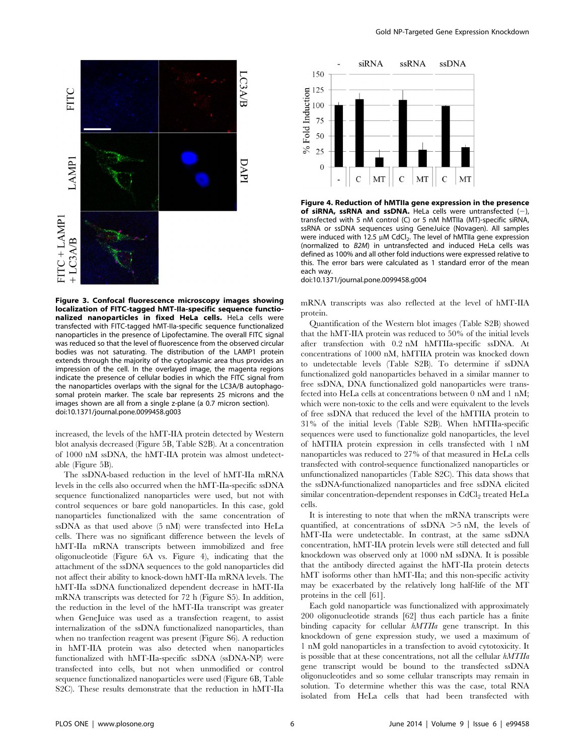Figure 3. Confocal fluorescence microscopy images showing localization of FITC-tagged hMT-IIa-specific sequence functionalized nanoparticles in fixed HeLa cells. HeLa cells were transfected with FITC-tagged hMT-IIa-specific sequence functionalized nanoparticles in the presence of Lipofectamine. The overall FITC signal was reduced so that the level of fluorescence from the observed circular bodies was not saturating. The distribution of the LAMP1 protein extends through the majority of the cytoplasmic area thus provides an impression of the cell. In the overlayed image, the magenta regions indicate the presence of cellular bodies in which the FITC signal from the nanoparticles overlaps with the signal for the LC3A/B autophagosomal protein marker. The scale bar represents 25 microns and the images shown are all from a single z-plane (a 0.7 micron section).
doi:10.1371/journal.pone.0099458.g003

Figure 4. Reduction of hMTIIa gene expression in the presence of siRNA, ssRNA and ssDNA. HeLa cells were untransfected (−), transfected with 5 nM control (C) or 5 nM hMTIIa (MT)-specific siRNA, ssRNA or ssDNA sequences using GeneJuice (Novagen). All samples were induced with 12.5 μM $CdCl_2$. The level of hMTIIa gene expression (normalized to *B2M*) in untransfected and induced HeLa cells was defined as 100% and all other fold inductions were expressed relative to this. The error bars were calculated as 1 standard error of the mean each way.
doi:10.1371/journal.pone.0099458.g004

increased, the levels of the hMT-IIA protein detected by Western blot analysis decreased (Figure 5B, Table S2B). At a concentration of 1000 nM ssDNA, the hMT-IIA protein was almost undetectable (Figure 5B).

The ssDNA-based reduction in the level of hMT-IIa mRNA levels in the cells also occurred when the hMT-IIa-specific ssDNA sequence functionalized nanoparticles were used, but not with control sequences or bare gold nanoparticles. In this case, gold nanoparticles functionalized with the same concentration of ssDNA as that used above (5 nM) were transfected into HeLa cells. There was no significant difference between the levels of hMT-IIa mRNA transcripts between immobilized and free oligonucleotide (Figure 6A vs. Figure 4), indicating that the attachment of the ssDNA sequences to the gold nanoparticles did not affect their ability to knock-down hMT-IIa mRNA levels. The hMT-IIa ssDNA functionalized dependent decrease in hMT-IIa mRNA transcripts was detected for 72 h (Figure S5). In addition, the reduction in the level of the hMT-IIa transcript was greater when GeneJuice was used as a transfection reagent, to assist internalization of the ssDNA functionalized nanoparticles, than when no tranfection reagent was present (Figure S6). A reduction in hMT-IIA protein was also detected when nanoparticles functionalized with hMT-IIa-specific ssDNA (ssDNA-NP) were transfected into cells, but not when unmodified or control sequence functionalized nanoparticles were used (Figure 6B, Table S2C). These results demonstrate that the reduction in hMT-IIa mRNA transcripts was also reflected at the level of hMT-IIA protein.

Quantification of the Western blot images (Table S2B) showed that the hMT-IIA protein was reduced to 50% of the initial levels after transfection with 0.2 nM hMTIIa-specific ssDNA. At concentrations of 1000 nM, hMTIIA protein was knocked down to undetectable levels (Table S2B). To determine if ssDNA functionalized gold nanoparticles behaved in a similar manner to free ssDNA, DNA functionalized gold nanoparticles were transfected into HeLa cells at concentrations between 0 nM and 1 nM; which were non-toxic to the cells and were equivalent to the levels of free ssDNA that reduced the level of the hMTIIA protein to 31% of the initial levels (Table S2B). When hMTIIa-specific sequences were used to functionalize gold nanoparticles, the level of hMTIIA protein expression in cells transfected with 1 nM nanoparticles was reduced to 27% of that measured in HeLa cells transfected with control-sequence functionalized nanoparticles or unfunctionalized nanoparticles (Table S2C). This data shows that the ssDNA-functionalized nanoparticles and free ssDNA elicited similar concentration-dependent responses in $CdCl_2$ treated HeLa cells.

It is interesting to note that when the mRNA transcripts were quantified, at concentrations of ssDNA >5 nM, the levels of hMT-IIa were undetectable. In contrast, at the same ssDNA concentration, hMT-IIA protein levels were still detected and full knockdown was observed only at 1000 nM ssDNA. It is possible that the antibody directed against the hMT-IIa protein detects hMT isoforms other than hMT-IIa; and this non-specific activity may be exacerbated by the relatively long half-life of the MT proteins in the cell [61].

Each gold nanoparticle was functionalized with approximately 200 oligonucleotide strands [62] thus each particle has a finite binding capacity for cellular *hMTIIa* gene transcript. In this knockdown of gene expression study, we used a maximum of 1 nM gold nanoparticles in a transfection to avoid cytotoxicity. It is possible that at these concentrations, not all the cellular *hMTIIa* gene transcript would be bound to the transfected ssDNA oligonucleotides and so some cellular transcripts may remain in solution. To determine whether this was the case, total RNA isolated from HeLa cells that had been transfected with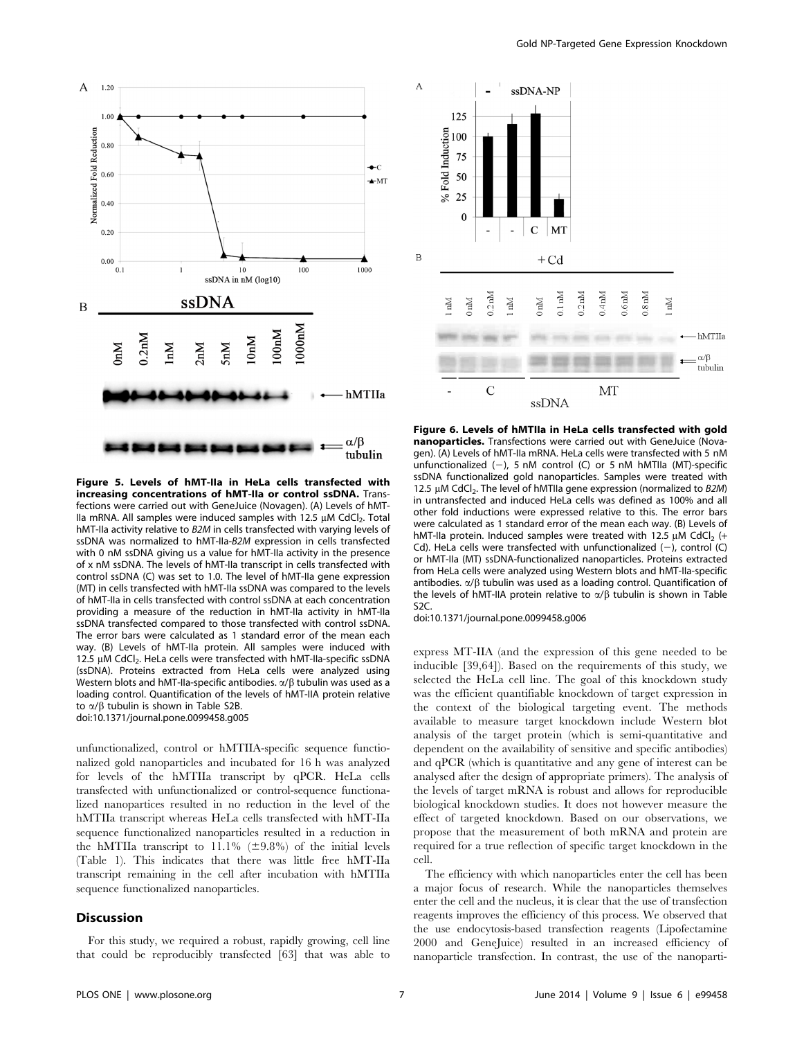**Figure 5. Levels of hMT-IIa in HeLa cells transfected with increasing concentrations of hMT-IIa or control ssDNA.** Transfections were carried out with GeneJuice (Novagen). (A) Levels of hMT-IIa mRNA. All samples were induced samples with 12.5 µM $CdCl_2$. Total hMT-IIa activity relative to *B2M* in cells transfected with varying levels of ssDNA was normalized to hMT-IIa-*B2M* expression in cells transfected with 0 nM ssDNA giving us a value for hMT-IIa activity in the presence of x nM ssDNA. The levels of hMT-IIa transcript in cells transfected with control ssDNA (C) was set to 1.0. The level of hMT-IIa gene expression (MT) in cells transfected with hMT-IIa ssDNA was compared to the levels of hMT-IIa in cells transfected with control ssDNA at each concentration providing a measure of the reduction in hMT-IIa activity in hMT-IIa ssDNA transfected compared to those transfected with control ssDNA. The error bars were calculated as 1 standard error of the mean each way. (B) Levels of hMT-IIa protein. All samples were induced with 12.5 µM $CdCl_2$. HeLa cells were transfected with hMT-IIa-specific ssDNA (ssDNA). Proteins extracted from HeLa cells were analyzed using Western blots and hMT-IIa-specific antibodies. α/β tubulin was used as a loading control. Quantification of the levels of hMT-IIA protein relative to α/β tubulin is shown in Table S2B.
doi:10.1371/journal.pone.0099458.g005

**Figure 6. Levels of hMTIIa in HeLa cells transfected with gold nanoparticles.** Transfections were carried out with GeneJuice (Novagen). (A) Levels of hMT-IIa mRNA. HeLa cells were transfected with 5 nM unfunctionalized (−), 5 nM control (C) or 5 nM hMTIIa (MT)-specific ssDNA functionalized gold nanoparticles. Samples were treated with 12.5 µM $CdCl_2$. The level of hMTIIa gene expression (normalized to *B2M*) in untransfected and induced HeLa cells was defined as 100% and all other fold inductions were expressed relative to this. The error bars were calculated as 1 standard error of the mean each way. (B) Levels of hMT-IIa protein. Induced samples were treated with 12.5 µM $CdCl_2$ (+ Cd). HeLa cells were transfected with unfunctionalized (−), control (C) or hMT-IIa (MT) ssDNA-functionalized nanoparticles. Proteins extracted from HeLa cells were analyzed using Western blots and hMT-IIa-specific antibodies. α/β tubulin was used as a loading control. Quantification of the levels of hMT-IIA protein relative to α/β tubulin is shown in Table S2C.
doi:10.1371/journal.pone.0099458.g006

unfunctionalized, control or hMTIIA-specific sequence functionalized gold nanoparticles and incubated for 16 h was analyzed for levels of the hMTIIa transcript by qPCR. HeLa cells transfected with unfunctionalized or control-sequence functionalized nanopartices resulted in no reduction in the level of the hMTIIa transcript whereas HeLa cells transfected with hMT-IIa sequence functionalized nanoparticles resulted in a reduction in the hMTIIa transcript to 11.1% (±9.8%) of the initial levels (Table 1). This indicates that there was little free hMT-IIa transcript remaining in the cell after incubation with hMTIIa sequence functionalized nanoparticles.

## Discussion

For this study, we required a robust, rapidly growing, cell line that could be reproducibly transfected [63] that was able to express MT-IIA (and the expression of this gene needed to be inducible [39,64]). Based on the requirements of this study, we selected the HeLa cell line. The goal of this knockdown study was the efficient quantifiable knockdown of target expression in the context of the biological targeting event. The methods available to measure target knockdown include Western blot analysis of the target protein (which is semi-quantitative and dependent on the availability of sensitive and specific antibodies) and qPCR (which is quantitative and any gene of interest can be analysed after the design of appropriate primers). The analysis of the levels of target mRNA is robust and allows for reproducible biological knockdown studies. It does not however measure the effect of targeted knockdown. Based on our observations, we propose that the measurement of both mRNA and protein are required for a true reflection of specific target knockdown in the cell.

The efficiency with which nanoparticles enter the cell has been a major focus of research. While the nanoparticles themselves enter the cell and the nucleus, it is clear that the use of transfection reagents improves the efficiency of this process. We observed that the use endocytosis-based transfection reagents (Lipofectamine 2000 and GeneJuice) resulted in an increased efficiency of nanoparticle transfection. In contrast, the use of the nanoparti-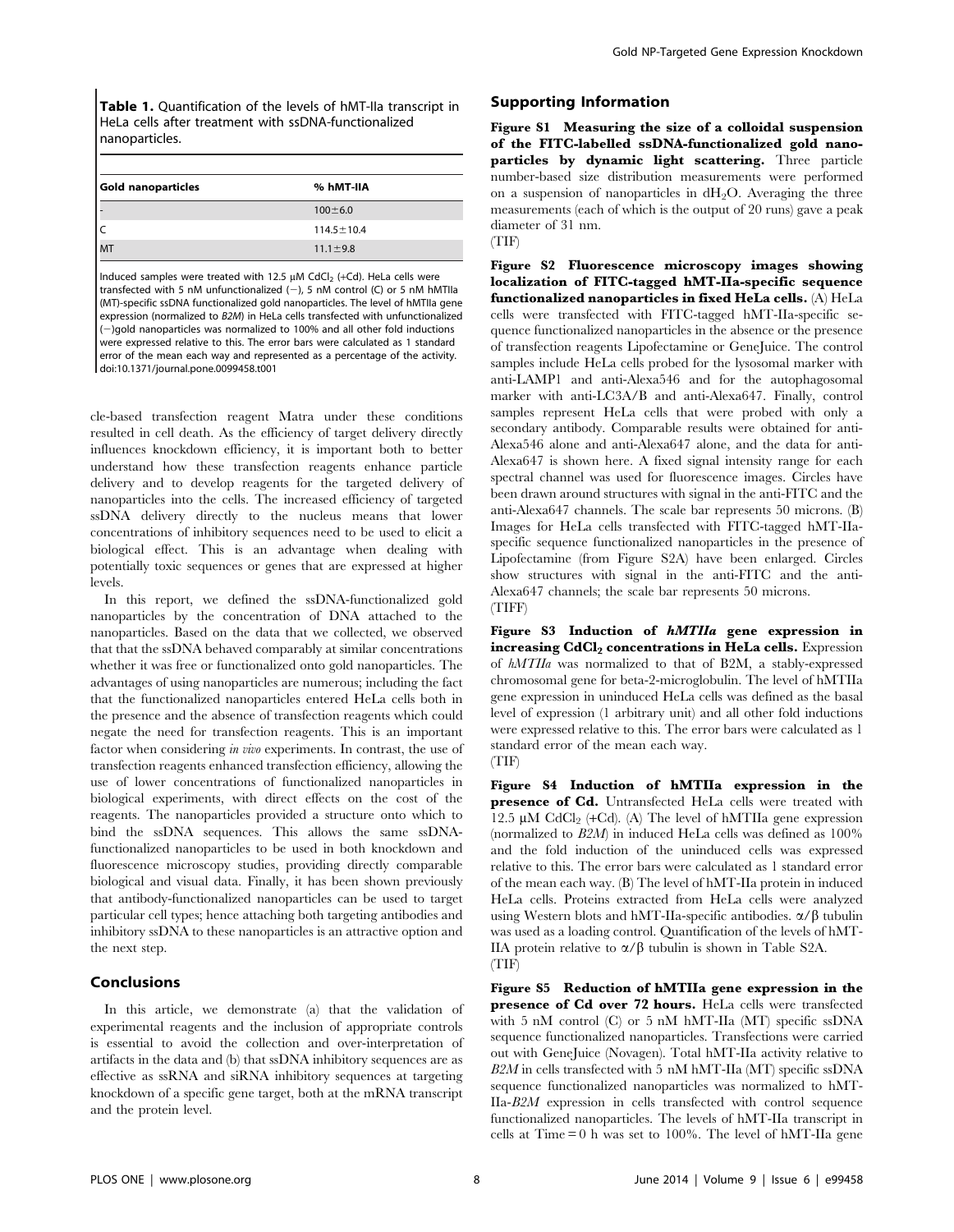**Table 1.** Quantification of the levels of hMT-IIa transcript in HeLa cells after treatment with ssDNA-functionalized nanoparticles.

| Gold nanoparticles | % hMT-IIA |
|---|---|
| - | 100±6.0 |
| C | 114.5±10.4 |
| MT | 11.1±9.8 |

Induced samples were treated with 12.5 µM $CdCl_2$ (+Cd). HeLa cells were transfected with 5 nM unfunctionalized (−), 5 nM control (C) or 5 nM hMTIIa (MT)-specific ssDNA functionalized gold nanoparticles. The level of hMTIIa gene expression (normalized to *B2M*) in HeLa cells transfected with unfunctionalized (−)gold nanoparticles was normalized to 100% and all other fold inductions were expressed relative to this. The error bars were calculated as 1 standard error of the mean each way and represented as a percentage of the activity.
doi:10.1371/journal.pone.0099458.t001

cle-based transfection reagent Matra under these conditions resulted in cell death. As the efficiency of target delivery directly influences knockdown efficiency, it is important both to better understand how these transfection reagents enhance particle delivery and to develop reagents for the targeted delivery of nanoparticles into the cells. The increased efficiency of targeted ssDNA delivery directly to the nucleus means that lower concentrations of inhibitory sequences need to be used to elicit a biological effect. This is an advantage when dealing with potentially toxic sequences or genes that are expressed at higher levels.

In this report, we defined the ssDNA-functionalized gold nanoparticles by the concentration of DNA attached to the nanoparticles. Based on the data that we collected, we observed that that the ssDNA behaved comparably at similar concentrations whether it was free or functionalized onto gold nanoparticles. The advantages of using nanoparticles are numerous; including the fact that the functionalized nanoparticles entered HeLa cells both in the presence and the absence of transfection reagents which could negate the need for transfection reagents. This is an important factor when considering *in vivo* experiments. In contrast, the use of transfection reagents enhanced transfection efficiency, allowing the use of lower concentrations of functionalized nanoparticles in biological experiments, with direct effects on the cost of the reagents. The nanoparticles provided a structure onto which to bind the ssDNA sequences. This allows the same ssDNA-functionalized nanoparticles to be used in both knockdown and fluorescence microscopy studies, providing directly comparable biological and visual data. Finally, it has been shown previously that antibody-functionalized nanoparticles can be used to target particular cell types; hence attaching both targeting antibodies and inhibitory ssDNA to these nanoparticles is an attractive option and the next step.

## Conclusions

In this article, we demonstrate (a) that the validation of experimental reagents and the inclusion of appropriate controls is essential to avoid the collection and over-interpretation of artifacts in the data and (b) that ssDNA inhibitory sequences are as effective as ssRNA and siRNA inhibitory sequences at targeting knockdown of a specific gene target, both at the mRNA transcript and the protein level.

## Supporting Information

**Figure S1 Measuring the size of a colloidal suspension of the FITC-labelled ssDNA-functionalized gold nanoparticles by dynamic light scattering.** Three particle number-based size distribution measurements were performed on a suspension of nanoparticles in $dH_2O$. Averaging the three measurements (each of which is the output of 20 runs) gave a peak diameter of 31 nm.
(TIF)

**Figure S2 Fluorescence microscopy images showing localization of FITC-tagged hMT-IIa-specific sequence functionalized nanoparticles in fixed HeLa cells.** (A) HeLa cells were transfected with FITC-tagged hMT-IIa-specific sequence functionalized nanoparticles in the absence or the presence of transfection reagents Lipofectamine or GeneJuice. The control samples include HeLa cells probed for the lysosomal marker with anti-LAMP1 and anti-Alexa546 and for the autophagosomal marker with anti-LC3A/B and anti-Alexa647. Finally, control samples represent HeLa cells that were probed with only a secondary antibody. Comparable results were obtained for anti-Alexa546 alone and anti-Alexa647 alone, and the data for anti-Alexa647 is shown here. A fixed signal intensity range for each spectral channel was used for fluorescence images. Circles have been drawn around structures with signal in the anti-FITC and the anti-Alexa647 channels. The scale bar represents 50 microns. (B) Images for HeLa cells transfected with FITC-tagged hMT-IIa-specific sequence functionalized nanoparticles in the presence of Lipofectamine (from Figure S2A) have been enlarged. Circles show structures with signal in the anti-FITC and the anti-Alexa647 channels; the scale bar represents 50 microns.
(TIFF)

**Figure S3 Induction of *hMTIIa* gene expression in increasing $CdCl_2$ concentrations in HeLa cells.** Expression of *hMTIIa* was normalized to that of B2M, a stably-expressed chromosomal gene for beta-2-microglobulin. The level of hMTIIa gene expression in uninduced HeLa cells was defined as the basal level of expression (1 arbitrary unit) and all other fold inductions were expressed relative to this. The error bars were calculated as 1 standard error of the mean each way.
(TIF)

**Figure S4 Induction of hMTIIa expression in the presence of Cd.** Untransfected HeLa cells were treated with 12.5 µM $CdCl_2$ (+Cd). (A) The level of hMTIIa gene expression (normalized to *B2M*) in induced HeLa cells was defined as 100% and the fold induction of the uninduced cells was expressed relative to this. The error bars were calculated as 1 standard error of the mean each way. (B) The level of hMT-IIa protein in induced HeLa cells. Proteins extracted from HeLa cells were analyzed using Western blots and hMT-IIa-specific antibodies. α/β tubulin was used as a loading control. Quantification of the levels of hMT-IIA protein relative to α/β tubulin is shown in Table S2A.
(TIF)

**Figure S5 Reduction of hMTIIa gene expression in the presence of Cd over 72 hours.** HeLa cells were transfected with 5 nM control (C) or 5 nM hMT-IIa (MT) specific ssDNA sequence functionalized nanoparticles. Transfections were carried out with GeneJuice (Novagen). Total hMT-IIa activity relative to *B2M* in cells transfected with 5 nM hMT-IIa (MT) specific ssDNA sequence functionalized nanoparticles was normalized to hMT-IIa-*B2M* expression in cells transfected with control sequence functionalized nanoparticles. The levels of hMT-IIa transcript in cells at Time = 0 h was set to 100%. The level of hMT-IIa gene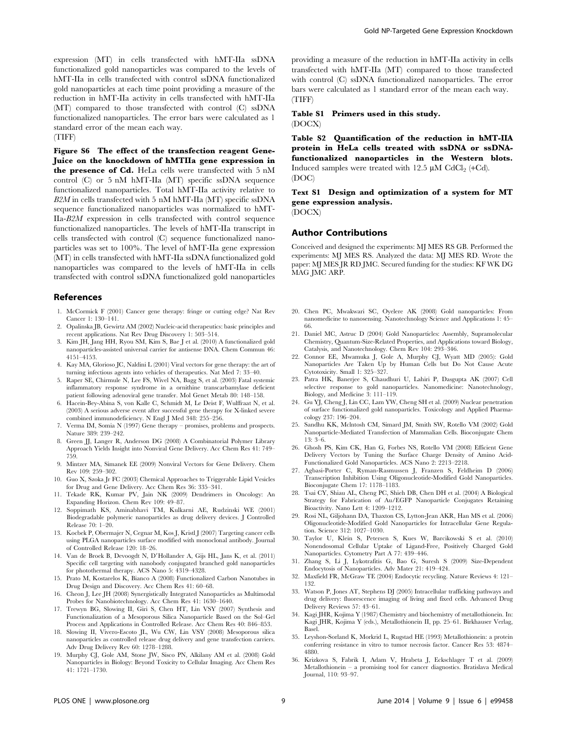expression (MT) in cells transfected with hMT-IIa ssDNA functionalized gold nanoparticles was compared to the levels of hMT-IIa in cells transfected with control ssDNA functionalized gold nanoparticles at each time point providing a measure of the reduction in hMT-IIa activity in cells transfected with hMT-IIa (MT) compared to those transfected with control (C) ssDNA functionalized nanoparticles. The error bars were calculated as 1 standard error of the mean each way.
(TIFF)

**Figure S6 The effect of the transfection reagent Gene-Juice on the knockdown of hMTIIa gene expression in the presence of Cd.** HeLa cells were transfected with 5 nM control (C) or 5 nM hMT-IIa (MT) specific ssDNA sequence functionalized nanoparticles. Total hMT-IIa activity relative to *B2M* in cells transfected with 5 nM hMT-IIa (MT) specific ssDNA sequence functionalized nanoparticles was normalized to hMT-IIa-*B2M* expression in cells transfected with control sequence functionalized nanoparticles. The levels of hMT-IIa transcript in cells transfected with control (C) sequence functionalized nanoparticles was set to 100%. The level of hMT-IIa gene expression (MT) in cells transfected with hMT-IIa ssDNA functionalized gold nanoparticles was compared to the levels of hMT-IIa in cells transfected with control ssDNA functionalized gold nanoparticles providing a measure of the reduction in hMT-IIa activity in cells transfected with hMT-IIa (MT) compared to those transfected with control (C) ssDNA functionalized nanoparticles. The error bars were calculated as 1 standard error of the mean each way.
(TIFF)

**Table S1 Primers used in this study.**
(DOCX)

**Table S2 Quantification of the reduction in hMT-IIA protein in HeLa cells treated with ssDNA or ssDNA-functionalized nanoparticles in the Western blots.** Induced samples were treated with 12.5 μM $CdCl_2$ (+Cd).
(DOC)

**Text S1 Design and optimization of a system for MT gene expression analysis.**
(DOCX)

## Author Contributions

Conceived and designed the experiments: MJ MES RS GB. Performed the experiments: MJ MES RS. Analyzed the data: MJ MES RD. Wrote the paper: MJ MES JR RD JMC. Secured funding for the studies: KF WK DG MAG JMC ARP.

## References

1. McCormick F (2001) Cancer gene therapy: fringe or cutting edge? Nat Rev Cancer 1: 130–141.
2. Opalinska JB, Gewirtz AM (2002) Nucleic-acid therapeutics: basic principles and recent applications. Nat Rev Drug Discovery 1: 503–514.
3. Kim JH, Jang HH, Ryou SM, Kim S, Bae J et al. (2010) A functionalized gold nanoparticles-assisted universal carrier for antisense DNA. Chem Commun 46: 4151–4153.
4. Kay MA, Glorioso JC, Naldini L (2001) Viral vectors for gene therapy: the art of turning infectious agents into vehicles of therapeutics. Nat Med 7: 33–40.
5. Raper SE, Chirmule N, Lee FS, Wivel NA, Bagg S, et al. (2003) Fatal systemic inflammatory response syndrome in a ornithine transcarbamylase deficient patient following adenoviral gene transfer. Mol Genet Metab 80: 148–158.
6. Hacein-Bey-Abina S, von Kalle C, Schmidt M, Le Deist F, Wulffraat N, et al. (2003) A serious adverse event after successful gene therapy for X-linked severe combined immunodeficiency. N Engl J Med 348: 255–256.
7. Verma IM, Somia N (1997) Gene therapy – promises, problems and prospects. Nature 389: 239–242.
8. Green JJ, Langer R, Anderson DG (2008) A Combinatorial Polymer Library Approach Yields Insight into Nonviral Gene Delivery. Acc Chem Res 41: 749–759.
9. Mintzer MA, Simanek EE (2009) Nonviral Vectors for Gene Delivery. Chem Rev 109: 259–302.
10. Guo X, Szoka Jr FC (2003) Chemical Approaches to Triggerable Lipid Vesicles for Drug and Gene Delivery. Acc Chem Res 36: 335–341.
11. Tekade RK, Kumar PV, Jain NK (2009) Dendrimers in Oncology: An Expanding Horizon. Chem Rev 109: 49–87.
12. Soppimath KS, Aminabhavi TM, Kulkarni AE, Rudzinski WE (2001) Biodegradable polymeric nanoparticles as drug delivery devices. J Controlled Release 70: 1–20.
13. Kocbek P, Obermajer N, Cegnar M, Kos J, Kristl J (2007) Targeting cancer cells using PLGA nanoparticles surface modified with monoclonal antibody. Journal of Controlled Release 120: 18–26.
14. Van de Broek B, Devoogdt N, D'Hollander A, Gijs HL, Jans K, et al. (2011) Specific cell targeting with nanobody conjugated branched gold nanoparticles for photothermal therapy. ACS Nano 5: 4319–4328.
15. Prato M, Kostarelos K, Bianco A (2008) Functionalized Carbon Nanotubes in Drug Design and Discovery. Acc Chem Res 41: 60–68.
16. Cheon J, Lee JH (2008) Synergistically Integrated Nanoparticles as Multimodal Probes for Nanobiotechnology. Acc Chem Res 41: 1630–1640.
17. Trewyn BG, Slowing II, Giri S, Chen HT, Lin VSY (2007) Synthesis and Functionalization of a Mesoporous Silica Nanoparticle Based on the Sol–Gel Process and Applications in Controlled Release. Acc Chem Res 40: 846–853.
18. Slowing II, Vivero-Escoto JL, Wu CW, Lin VSY (2008) Mesoporous silica nanoparticles as controlled release drug delivery and gene transfection carriers. Adv Drug Delivery Rev 60: 1278–1288.
19. Murphy CJ, Gole AM, Stone JW, Sisco PN, Alkilany AM et al. (2008) Gold Nanoparticles in Biology: Beyond Toxicity to Cellular Imaging. Acc Chem Res 41: 1721–1730.
20. Chen PC, Mwakwari SC, Oyelere AK (2008) Gold nanoparticles: From nanomedicine to nanosensing. Nanotechnology Science and Applications 1: 45–66.
21. Daniel MC, Astruc D (2004) Gold Nanoparticles: Assembly, Supramolecular Chemistry, Quantum-Size-Related Properties, and Applications toward Biology, Catalysis, and Nanotechnology. Chem Rev 104: 293–346.
22. Connor EE, Mwamuka J, Gole A, Murphy CJ, Wyatt MD (2005): Gold Nanoparticles Are Taken Up by Human Cells but Do Not Cause Acute Cytotoxicity. Small 1: 325–327.
23. Patra HK, Banerjee S, Chaudhuri U, Lahiri P, Dasgupta AK (2007) Cell selective response to gold nanoparticles. Nanomedicine: Nanotechnology, Biology, and Medicine 3: 111–119.
24. Gu YJ, Cheng J, Lin CC, Lam YW, Cheng SH et al. (2009) Nuclear penetration of surface functionalized gold nanoparticles. Toxicology and Applied Pharmacology 237: 196–204.
25. Sandhu KK, McIntosh CM, Simard JM, Smith SW, Rotello VM (2002) Gold Nanoparticle-Mediated Transfection of Mammalian Cells. Bioconjugate Chem 13: 3–6.
26. Ghosh PS, Kim CK, Han G, Forbes NS, Rotello VM (2008) Efficient Gene Delivery Vectors by Tuning the Surface Charge Density of Amino Acid-Functionalized Gold Nanoparticles. ACS Nano 2: 2213–2218.
27. Agbasi-Porter C, Ryman-Rasmussen J, Franzen S, Feldheim D (2006) Transcription Inhibition Using Oligonucleotide-Modified Gold Nanoparticles. Bioconjugate Chem 17: 1178–1183.
28. Tsai CY, Shiau AL, Cheng PC, Shieh DB, Chen DH et al. (2004) A Biological Strategy for Fabrication of Au/EGFP Nanoparticle Conjugates Retaining Bioactivity. Nano Lett 4: 1209–1212.
29. Rosi NL, Giljohann DA, Thaxton CS, Lytton-Jean AKR, Han MS et al. (2006) Oligonucleotide-Modified Gold Nanoparticles for Intracellular Gene Regulation. Science 312: 1027–1030.
30. Taylor U, Klein S, Petersen S, Kues W, Barcikowski S et al. (2010) Nonendosomal Cellular Uptake of Ligand-Free, Positively Charged Gold Nanoparticles. Cytometry Part A 77: 439–446.
31. Zhang S, Li J, Lykotrafitis G, Bao G, Suresh S (2009) Size-Dependent Endocytosis of Nanoparticles. Adv Mater 21: 419–424.
32. Maxfield FR, McGraw TE (2004) Endocytic recycling. Nature Reviews 4: 121–132.
33. Watson P, Jones AT, Stephens DJ (2005) Intracellular trafficking pathways and drug delivery: fluorescence imaging of living and fixed cells. Advanced Drug Delivery Reviews 57: 43–61.
34. Kagi JHR, Kojima Y (1987) Chemistry and biochemistry of metallothionein. In: Kagi JHR, Kojima Y (eds.), Metallothionein II, pp. 25–61. Birkhauser Verlag, Basel.
35. Leyshon-Sorland K, Morkrid L, Rugstad HE (1993) Metallothionein: a protein conferring resistance in vitro to tumor necrosis factor. Cancer Res 53: 4874–4880.
36. Krizkova S, Fabrik I, Adam V, Hrabeta J, Eckschlager T et al. (2009) Metallothionein – a promising tool for cancer diagnostics. Bratislava Medical Journal, 110: 93–97.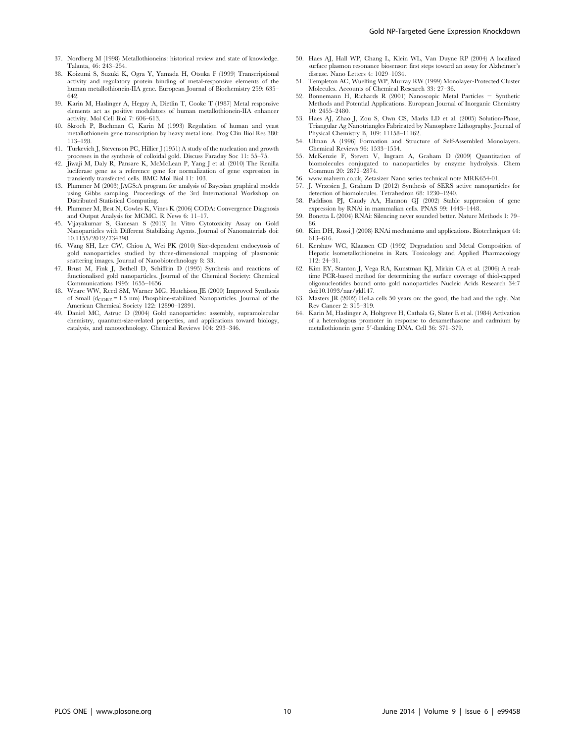37. Nordberg M (1998) Metallothioneins: historical review and state of knowledge. Talanta, 46: 243–254.
38. Koizumi S, Suzuki K, Ogra Y, Yamada H, Otsuka F (1999) Transcriptional activity and regulatory protein binding of metal-responsive elements of the human metallothionein-IIA gene. European Journal of Biochemistry 259: 635–642.
39. Karin M, Haslinger A, Heguy A, Dietlin T, Cooke T (1987) Metal responsive elements act as positive modulators of human metallothionein-IIA enhancer activity. Mol Cell Biol 7: 606–613.
40. Skroch P, Buchman C, Karin M (1993) Regulation of human and yeast metallothionein gene transcription by heavy metal ions. Prog Clin Biol Res 380: 113–128.
41. Turkevich J, Stevenson PC, Hillier J (1951) A study of the nucleation and growth processes in the synthesis of colloidal gold. Discuss Faraday Soc 11: 55–75.
42. Jiwaji M, Daly R, Pansare K, McMcLean P, Yang J et al. (2010) The Renilla luciferase gene as a reference gene for normalization of gene expression in transiently transfected cells. BMC Mol Biol 11: 103.
43. Plummer M (2003) JAGS:A program for analysis of Bayesian graphical models using Gibbs sampling. Proceedings of the 3rd International Workshop on Distributed Statistical Computing.
44. Plummer M, Best N, Cowles K, Vines K (2006) CODA: Convergence Diagnosis and Output Analysis for MCMC. R News 6: 11–17.
45. Vijayakumar S, Ganesan S (2013) In Vitro Cytotoxicity Assay on Gold Nanoparticles with Different Stabilizing Agents. Journal of Nanomaterials doi: 10.1155/2012/734398.
46. Wang SH, Lee CW, Chiou A, Wei PK (2010) Size-dependent endocytosis of gold nanoparticles studied by three-dimensional mapping of plasmonic scattering images. Journal of Nanobiotechnology 8: 33.
47. Brust M, Fink J, Bethell D, Schiffrin D (1995) Synthesis and reactions of functionalised gold nanoparticles. Journal of the Chemical Society: Chemical Communications 1995: 1655–1656.
48. Weare WW, Reed SM, Warner MG, Hutchison JE (2000) Improved Synthesis of Small ($d_{CORE} = 1.5$ nm) Phosphine-stabilized Nanoparticles. Journal of the American Chemical Society 122: 12890–12891.
49. Daniel MC, Astruc D (2004) Gold nanoparticles: assembly, supramolecular chemistry, quantum-size-related properties, and applications toward biology, catalysis, and nanotechnology. Chemical Reviews 104: 293–346.
50. Haes AJ, Hall WP, Chang L, Klein WL, Van Duyne RP (2004) A localized surface plasmon resonance biosensor: first steps toward an assay for Alzheimer's disease. Nano Letters 4: 1029–1034.
51. Templeton AC, Wuelfing WP, Murray RW (1999) Monolayer-Protected Cluster Molecules. Accounts of Chemical Research 33: 27–36.
52. Bonnemann H, Richards R (2001) Nanoscopic Metal Particles – Synthetic Methods and Potential Applications. European Journal of Inorganic Chemistry 10: 2455–2480.
53. Haes AJ, Zhao J, Zou S, Own CS, Marks LD et al. (2005) Solution-Phase, Triangular Ag Nanotriangles Fabricated by Nanosphere Lithography. Journal of Physical Chemistry B, 109: 11158–11162.
54. Ulman A (1996) Formation and Structure of Self-Assembled Monolayers. Chemical Reviews 96: 1533–1554.
55. McKenzie F, Steven V, Ingram A, Graham D (2009) Quantitation of biomolecules conjugated to nanoparticles by enzyme hydrolysis. Chem Commun 20: 2872–2874.
56. www.malvern.co.uk, Zetasizer Nano series technical note MRK654-01.
57. J. Wrzesien J, Graham D (2012) Synthesis of SERS active nanoparticles for detection of biomolecules. Tetrahedron 68: 1230–1240.
58. Paddison PJ, Caudy AA, Hannon GJ (2002) Stable suppression of gene expression by RNAi in mammalian cells. PNAS 99: 1443–1448.
59. Bonetta L (2004) RNAi: Silencing never sounded better. Nature Methods 1: 79–86.
60. Kim DH, Rossi J (2008) RNAi mechanisms and applications. Biotechniques 44: 613–616.
61. Kershaw WC, Klaassen CD (1992) Degradation and Metal Composition of Hepatic Isometallothioneins in Rats. Toxicology and Applied Pharmacology 112: 24–31.
62. Kim EY, Stanton J, Vega RA, Kunstman KJ, Mirkin CA et al. (2006) A real-time PCR-based method for determining the surface coverage of thiol-capped oligonucleotides bound onto gold nanoparticles Nucleic Acids Research 34:7 doi:10.1093/nar/gkl147.
63. Masters JR (2002) HeLa cells 50 years on: the good, the bad and the ugly. Nat Rev Cancer 2: 315–319.
64. Karin M, Haslinger A, Holtgreve H, Cathala G, Slater E et al. (1984) Activation of a heterologous promoter in response to dexamethasone and cadmium by metallothionein gene 5′-flanking DNA. Cell 36: 371–379.